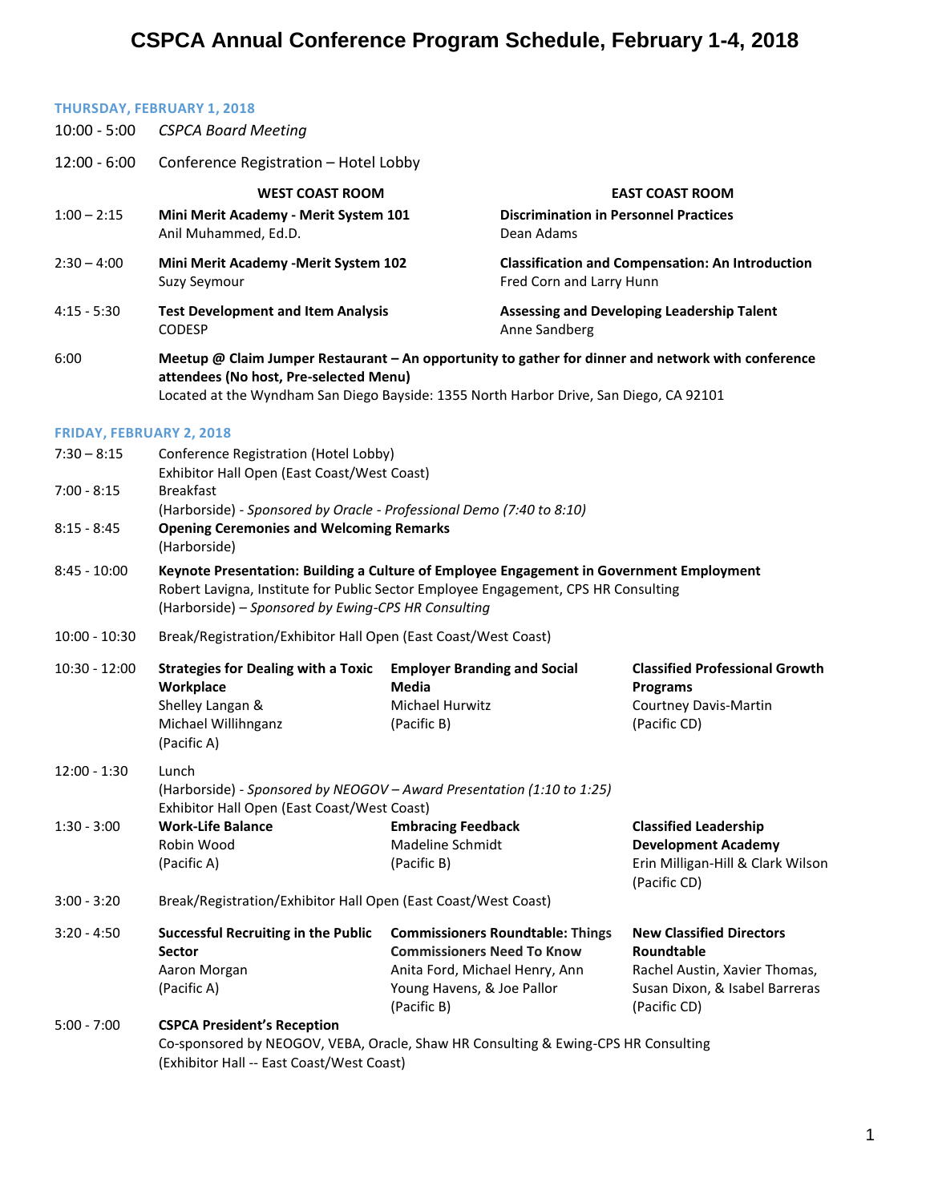# CSPCA Annual Conference Program Schedule, February 1-4, 2018

## THURSDAY, FEBRUARY 1, 2018

10:00 - 5:00 *CSPCA Board Meeting*

12:00 - 6:00 Conference Registration – Hotel Lobby

| Time | WEST COAST ROOM | EAST COAST ROOM |
|---|---|---|
| 1:00 – 2:15 | **Mini Merit Academy - Merit System 101**<br>Anil Muhammed, Ed.D. | **Discrimination in Personnel Practices**<br>Dean Adams |
| 2:30 – 4:00 | **Mini Merit Academy -Merit System 102**<br>Suzy Seymour | **Classification and Compensation: An Introduction**<br>Fred Corn and Larry Hunn |
| 4:15 - 5:30 | **Test Development and Item Analysis**<br>CODESP | **Assessing and Developing Leadership Talent**<br>Anne Sandberg |

6:00 **Meetup @ Claim Jumper Restaurant – An opportunity to gather for dinner and network with conference attendees (No host, Pre-selected Menu)**
Located at the Wyndham San Diego Bayside: 1355 North Harbor Drive, San Diego, CA 92101

## FRIDAY, FEBRUARY 2, 2018

7:30 – 8:15 Conference Registration (Hotel Lobby)
Exhibitor Hall Open (East Coast/West Coast)

7:00 - 8:15 Breakfast
(Harborside) - *Sponsored by Oracle - Professional Demo (7:40 to 8:10)*

8:15 - 8:45 **Opening Ceremonies and Welcoming Remarks**
(Harborside)

8:45 - 10:00 **Keynote Presentation: Building a Culture of Employee Engagement in Government Employment**
Robert Lavigna, Institute for Public Sector Employee Engagement, CPS HR Consulting
(Harborside) – *Sponsored by Ewing-CPS HR Consulting*

10:00 - 10:30 Break/Registration/Exhibitor Hall Open (East Coast/West Coast)

| Time | | | |
|---|---|---|---|
| 10:30 - 12:00 | **Strategies for Dealing with a Toxic Workplace**<br>Shelley Langan & Michael Willihnganz<br>(Pacific A) | **Employer Branding and Social Media**<br>Michael Hurwitz<br>(Pacific B) | **Classified Professional Growth Programs**<br>Courtney Davis-Martin<br>(Pacific CD) |

12:00 - 1:30 Lunch
(Harborside) - *Sponsored by NEOGOV – Award Presentation (1:10 to 1:25)*
Exhibitor Hall Open (East Coast/West Coast)

| Time | | | |
|---|---|---|---|
| 1:30 - 3:00 | **Work-Life Balance**<br>Robin Wood<br>(Pacific A) | **Embracing Feedback**<br>Madeline Schmidt<br>(Pacific B) | **Classified Leadership Development Academy**<br>Erin Milligan-Hill & Clark Wilson<br>(Pacific CD) |

3:00 - 3:20 Break/Registration/Exhibitor Hall Open (East Coast/West Coast)

| Time | | | |
|---|---|---|---|
| 3:20 - 4:50 | **Successful Recruiting in the Public Sector**<br>Aaron Morgan<br>(Pacific A) | **Commissioners Roundtable: Things Commissioners Need To Know**<br>Anita Ford, Michael Henry, Ann Young Havens, & Joe Pallor<br>(Pacific B) | **New Classified Directors Roundtable**<br>Rachel Austin, Xavier Thomas, Susan Dixon, & Isabel Barreras<br>(Pacific CD) |

5:00 - 7:00 **CSPCA President's Reception**
Co-sponsored by NEOGOV, VEBA, Oracle, Shaw HR Consulting & Ewing-CPS HR Consulting
(Exhibitor Hall -- East Coast/West Coast)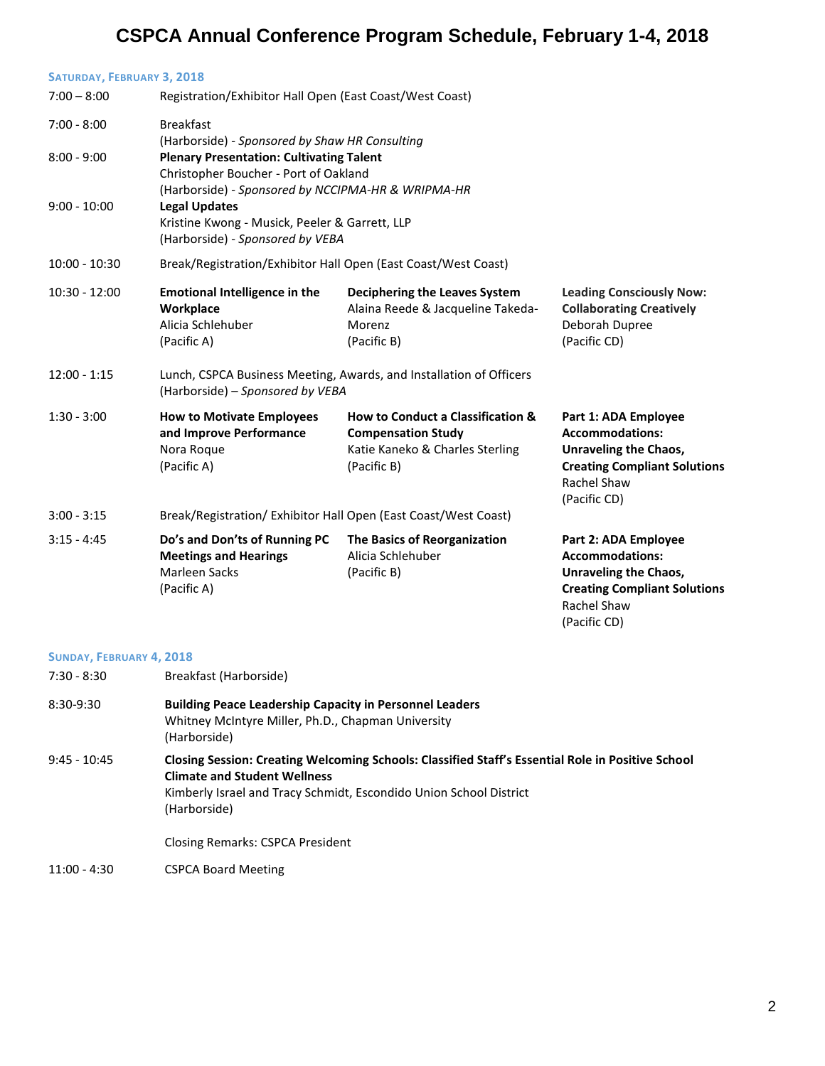# CSPCA Annual Conference Program Schedule, February 1-4, 2018

## Saturday, February 3, 2018

| | | | |
|---|---|---|---|
| 7:00 – 8:00 | Registration/Exhibitor Hall Open (East Coast/West Coast) | | |
| 7:00 - 8:00 | Breakfast<br>(Harborside) - *Sponsored by Shaw HR Consulting* | | |
| 8:00 - 9:00 | **Plenary Presentation: Cultivating Talent**<br>Christopher Boucher - Port of Oakland<br>(Harborside) - *Sponsored by NCCIPMA-HR & WRIPMA-HR* | | |
| 9:00 - 10:00 | **Legal Updates**<br>Kristine Kwong - Musick, Peeler & Garrett, LLP<br>(Harborside) - *Sponsored by VEBA* | | |
| 10:00 - 10:30 | Break/Registration/Exhibitor Hall Open (East Coast/West Coast) | | |
| 10:30 - 12:00 | **Emotional Intelligence in the Workplace**<br>Alicia Schlehuber<br>(Pacific A) | **Deciphering the Leaves System**<br>Alaina Reede & Jacqueline Takeda-Morenz<br>(Pacific B) | **Leading Consciously Now: Collaborating Creatively**<br>Deborah Dupree<br>(Pacific CD) |
| 12:00 - 1:15 | Lunch, CSPCA Business Meeting, Awards, and Installation of Officers<br>(Harborside) – *Sponsored by VEBA* | | |
| 1:30 - 3:00 | **How to Motivate Employees and Improve Performance**<br>Nora Roque<br>(Pacific A) | **How to Conduct a Classification & Compensation Study**<br>Katie Kaneko & Charles Sterling<br>(Pacific B) | **Part 1: ADA Employee Accommodations: Unraveling the Chaos, Creating Compliant Solutions**<br>Rachel Shaw<br>(Pacific CD) |
| 3:00 - 3:15 | Break/Registration/ Exhibitor Hall Open (East Coast/West Coast) | | |
| 3:15 - 4:45 | **Do's and Don'ts of Running PC Meetings and Hearings**<br>Marleen Sacks<br>(Pacific A) | **The Basics of Reorganization**<br>Alicia Schlehuber<br>(Pacific B) | **Part 2: ADA Employee Accommodations: Unraveling the Chaos, Creating Compliant Solutions**<br>Rachel Shaw<br>(Pacific CD) |

## Sunday, February 4, 2018

| | |
|---|---|
| 7:30 - 8:30 | Breakfast (Harborside) |
| 8:30-9:30 | **Building Peace Leadership Capacity in Personnel Leaders**<br>Whitney McIntyre Miller, Ph.D., Chapman University<br>(Harborside) |
| 9:45 - 10:45 | **Closing Session: Creating Welcoming Schools: Classified Staff's Essential Role in Positive School Climate and Student Wellness**<br>Kimberly Israel and Tracy Schmidt, Escondido Union School District<br>(Harborside)<br><br>Closing Remarks: CSPCA President |
| 11:00 - 4:30 | CSPCA Board Meeting |